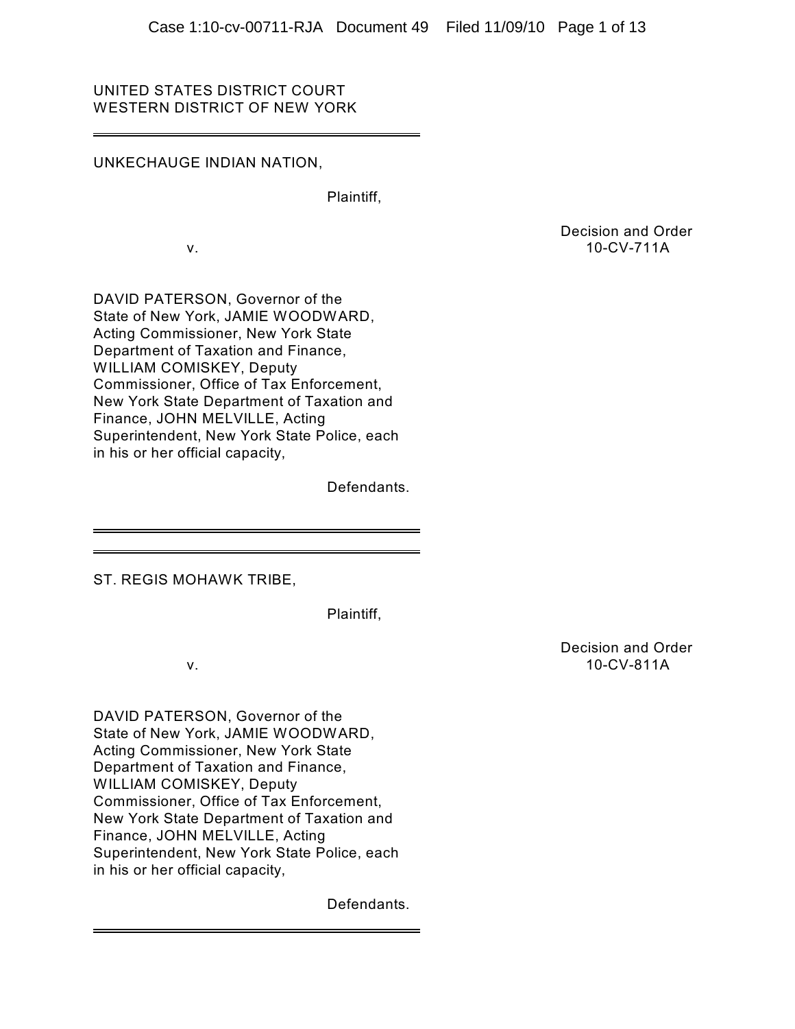UNITED STATES DISTRICT COURT
WESTERN DISTRICT OF NEW YORK

---

UNKECHAUGE INDIAN NATION,

Plaintiff,

v.

Decision and Order
10-CV-711A

DAVID PATERSON, Governor of the State of New York, JAMIE WOODWARD, Acting Commissioner, New York State Department of Taxation and Finance, WILLIAM COMISKEY, Deputy Commissioner, Office of Tax Enforcement, New York State Department of Taxation and Finance, JOHN MELVILLE, Acting Superintendent, New York State Police, each in his or her official capacity,

Defendants.

---

ST. REGIS MOHAWK TRIBE,

Plaintiff,

v.

Decision and Order
10-CV-811A

DAVID PATERSON, Governor of the State of New York, JAMIE WOODWARD, Acting Commissioner, New York State Department of Taxation and Finance, WILLIAM COMISKEY, Deputy Commissioner, Office of Tax Enforcement, New York State Department of Taxation and Finance, JOHN MELVILLE, Acting Superintendent, New York State Police, each in his or her official capacity,

Defendants.

---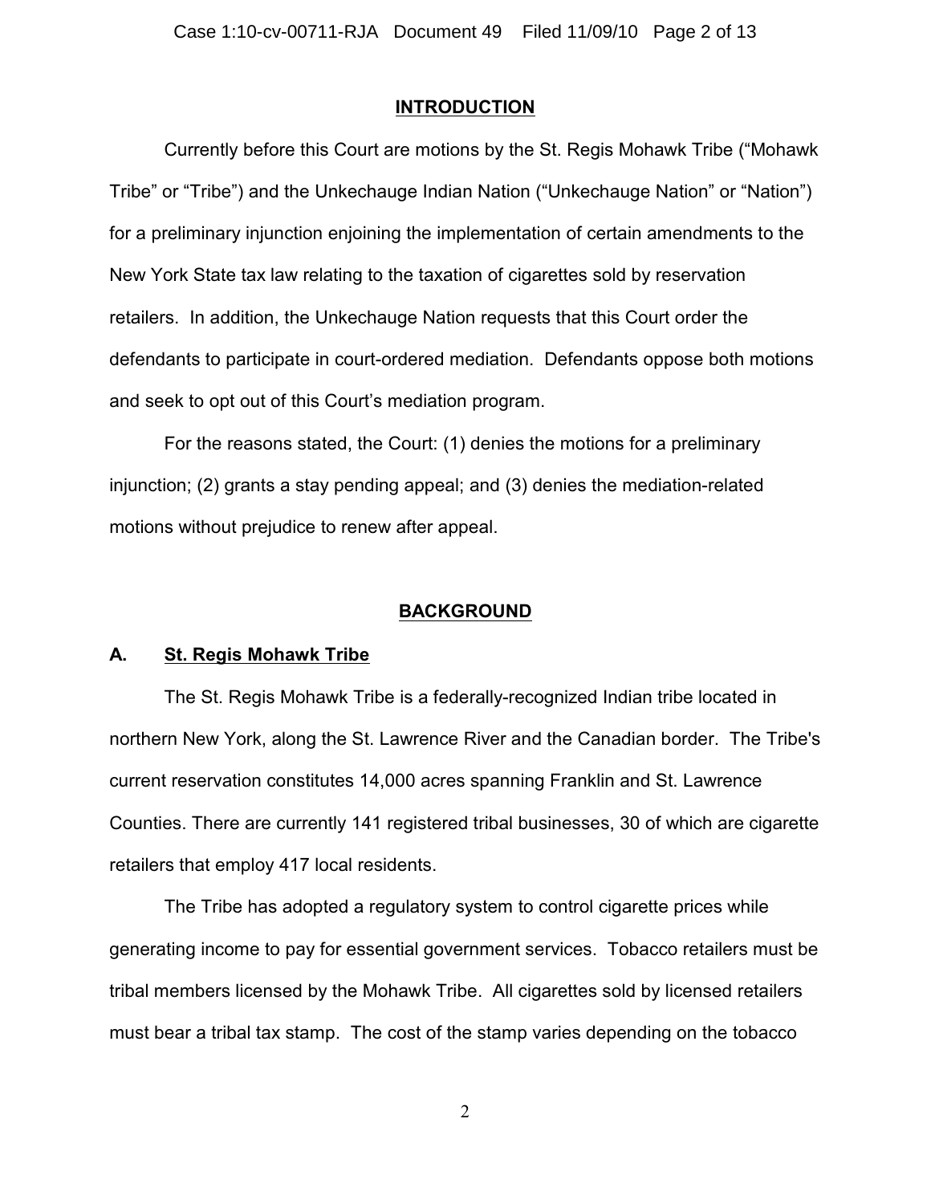## INTRODUCTION

Currently before this Court are motions by the St. Regis Mohawk Tribe ("Mohawk Tribe" or "Tribe") and the Unkechauge Indian Nation ("Unkechauge Nation" or "Nation") for a preliminary injunction enjoining the implementation of certain amendments to the New York State tax law relating to the taxation of cigarettes sold by reservation retailers. In addition, the Unkechauge Nation requests that this Court order the defendants to participate in court-ordered mediation. Defendants oppose both motions and seek to opt out of this Court's mediation program.

For the reasons stated, the Court: (1) denies the motions for a preliminary injunction; (2) grants a stay pending appeal; and (3) denies the mediation-related motions without prejudice to renew after appeal.

## BACKGROUND

### A. St. Regis Mohawk Tribe

The St. Regis Mohawk Tribe is a federally-recognized Indian tribe located in northern New York, along the St. Lawrence River and the Canadian border. The Tribe's current reservation constitutes 14,000 acres spanning Franklin and St. Lawrence Counties. There are currently 141 registered tribal businesses, 30 of which are cigarette retailers that employ 417 local residents.

The Tribe has adopted a regulatory system to control cigarette prices while generating income to pay for essential government services. Tobacco retailers must be tribal members licensed by the Mohawk Tribe. All cigarettes sold by licensed retailers must bear a tribal tax stamp. The cost of the stamp varies depending on the tobacco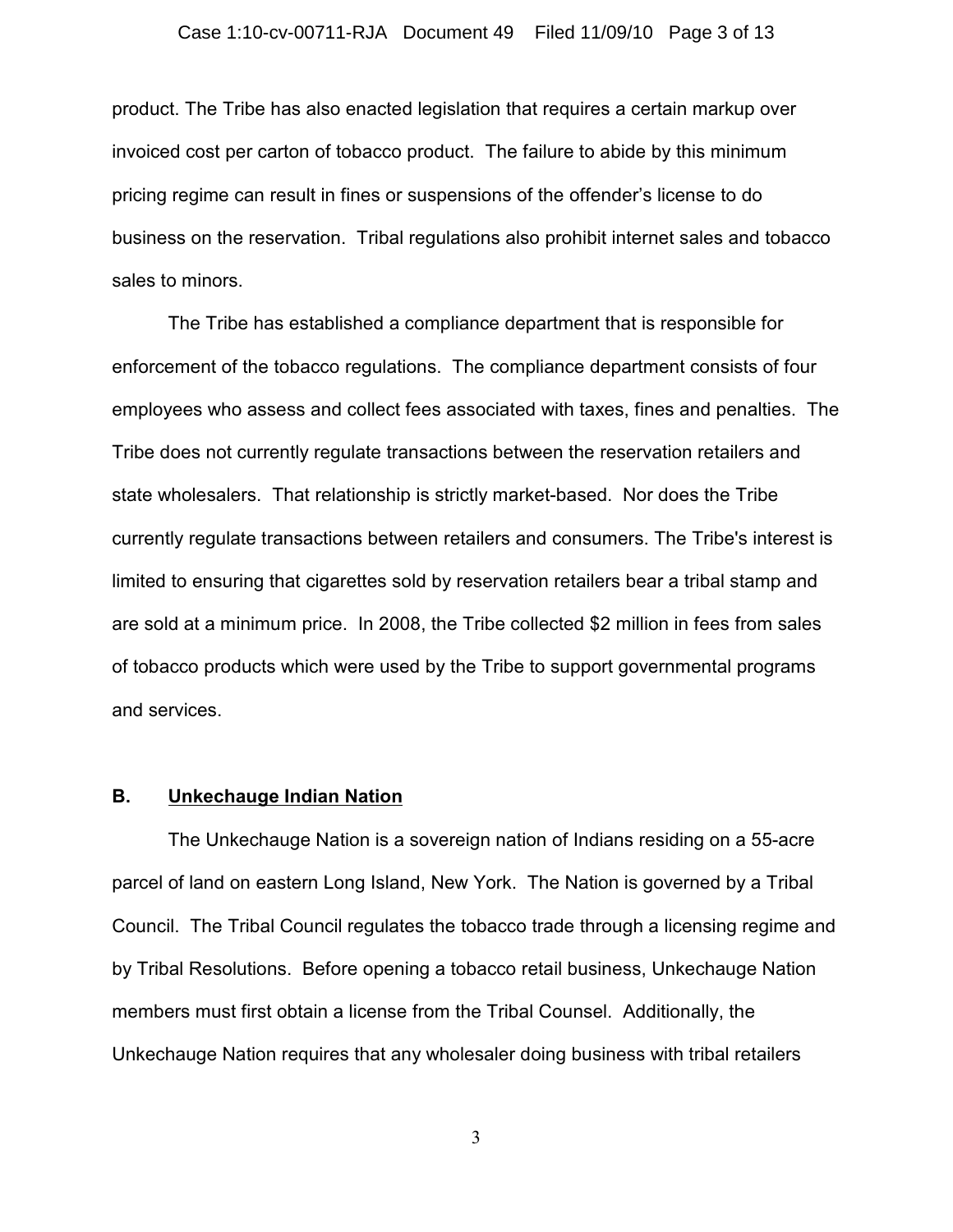product. The Tribe has also enacted legislation that requires a certain markup over invoiced cost per carton of tobacco product. The failure to abide by this minimum pricing regime can result in fines or suspensions of the offender's license to do business on the reservation. Tribal regulations also prohibit internet sales and tobacco sales to minors.

The Tribe has established a compliance department that is responsible for enforcement of the tobacco regulations. The compliance department consists of four employees who assess and collect fees associated with taxes, fines and penalties. The Tribe does not currently regulate transactions between the reservation retailers and state wholesalers. That relationship is strictly market-based. Nor does the Tribe currently regulate transactions between retailers and consumers. The Tribe's interest is limited to ensuring that cigarettes sold by reservation retailers bear a tribal stamp and are sold at a minimum price. In 2008, the Tribe collected $2 million in fees from sales of tobacco products which were used by the Tribe to support governmental programs and services.

### B. Unkechauge Indian Nation

The Unkechauge Nation is a sovereign nation of Indians residing on a 55-acre parcel of land on eastern Long Island, New York. The Nation is governed by a Tribal Council. The Tribal Council regulates the tobacco trade through a licensing regime and by Tribal Resolutions. Before opening a tobacco retail business, Unkechauge Nation members must first obtain a license from the Tribal Counsel. Additionally, the Unkechauge Nation requires that any wholesaler doing business with tribal retailers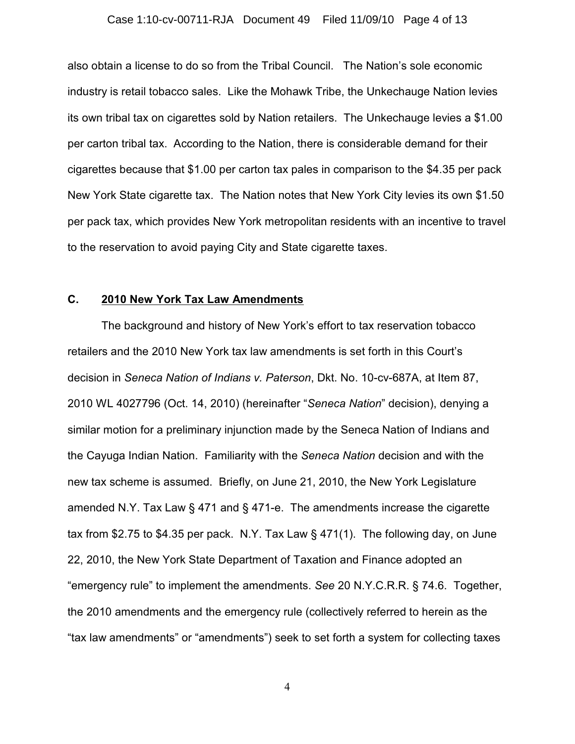also obtain a license to do so from the Tribal Council. The Nation's sole economic industry is retail tobacco sales. Like the Mohawk Tribe, the Unkechauge Nation levies its own tribal tax on cigarettes sold by Nation retailers. The Unkechauge levies a $1.00 per carton tribal tax. According to the Nation, there is considerable demand for their cigarettes because that $1.00 per carton tax pales in comparison to the $4.35 per pack New York State cigarette tax. The Nation notes that New York City levies its own $1.50 per pack tax, which provides New York metropolitan residents with an incentive to travel to the reservation to avoid paying City and State cigarette taxes.

### C. <u>2010 New York Tax Law Amendments</u>

The background and history of New York's effort to tax reservation tobacco retailers and the 2010 New York tax law amendments is set forth in this Court's decision in *Seneca Nation of Indians v. Paterson*, Dkt. No. 10-cv-687A, at Item 87, 2010 WL 4027796 (Oct. 14, 2010) (hereinafter "*Seneca Nation*" decision), denying a similar motion for a preliminary injunction made by the Seneca Nation of Indians and the Cayuga Indian Nation. Familiarity with the *Seneca Nation* decision and with the new tax scheme is assumed. Briefly, on June 21, 2010, the New York Legislature amended N.Y. Tax Law § 471 and § 471-e. The amendments increase the cigarette tax from $2.75 to $4.35 per pack. N.Y. Tax Law § 471(1). The following day, on June 22, 2010, the New York State Department of Taxation and Finance adopted an "emergency rule" to implement the amendments. *See* 20 N.Y.C.R.R. § 74.6. Together, the 2010 amendments and the emergency rule (collectively referred to herein as the "tax law amendments" or "amendments") seek to set forth a system for collecting taxes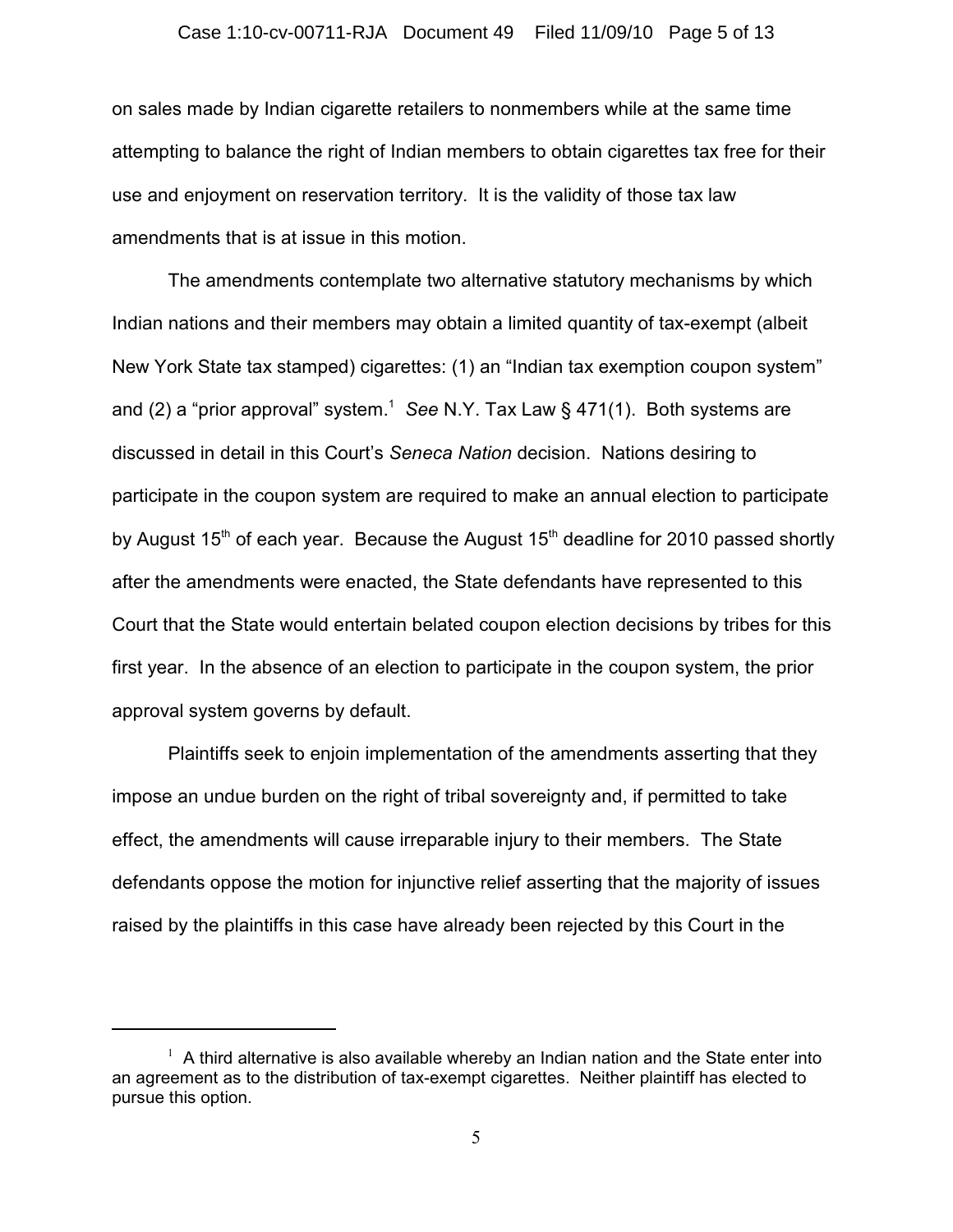on sales made by Indian cigarette retailers to nonmembers while at the same time attempting to balance the right of Indian members to obtain cigarettes tax free for their use and enjoyment on reservation territory. It is the validity of those tax law amendments that is at issue in this motion.

The amendments contemplate two alternative statutory mechanisms by which Indian nations and their members may obtain a limited quantity of tax-exempt (albeit New York State tax stamped) cigarettes: (1) an "Indian tax exemption coupon system" and (2) a "prior approval" system.[1] *See* N.Y. Tax Law § 471(1). Both systems are discussed in detail in this Court's *Seneca Nation* decision. Nations desiring to participate in the coupon system are required to make an annual election to participate by August 15th of each year. Because the August 15th deadline for 2010 passed shortly after the amendments were enacted, the State defendants have represented to this Court that the State would entertain belated coupon election decisions by tribes for this first year. In the absence of an election to participate in the coupon system, the prior approval system governs by default.

Plaintiffs seek to enjoin implementation of the amendments asserting that they impose an undue burden on the right of tribal sovereignty and, if permitted to take effect, the amendments will cause irreparable injury to their members. The State defendants oppose the motion for injunctive relief asserting that the majority of issues raised by the plaintiffs in this case have already been rejected by this Court in the

---

[1] A third alternative is also available whereby an Indian nation and the State enter into an agreement as to the distribution of tax-exempt cigarettes. Neither plaintiff has elected to pursue this option.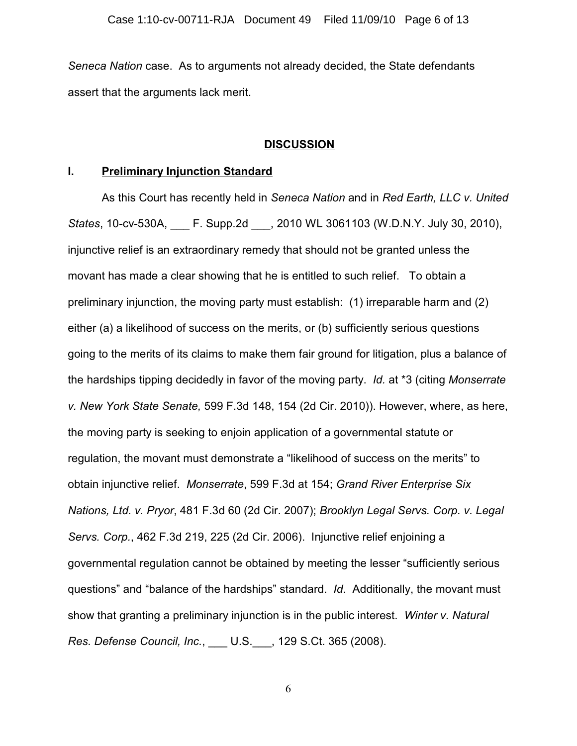*Seneca Nation* case. As to arguments not already decided, the State defendants assert that the arguments lack merit.

## DISCUSSION

### I. Preliminary Injunction Standard

As this Court has recently held in *Seneca Nation* and in *Red Earth, LLC v. United States*, 10-cv-530A, ___ F. Supp.2d ___, 2010 WL 3061103 (W.D.N.Y. July 30, 2010), injunctive relief is an extraordinary remedy that should not be granted unless the movant has made a clear showing that he is entitled to such relief. To obtain a preliminary injunction, the moving party must establish: (1) irreparable harm and (2) either (a) a likelihood of success on the merits, or (b) sufficiently serious questions going to the merits of its claims to make them fair ground for litigation, plus a balance of the hardships tipping decidedly in favor of the moving party. *Id.* at *3 (citing *Monserrate v. New York State Senate,* 599 F.3d 148, 154 (2d Cir. 2010)). However, where, as here, the moving party is seeking to enjoin application of a governmental statute or regulation, the movant must demonstrate a "likelihood of success on the merits" to obtain injunctive relief. *Monserrate*, 599 F.3d at 154; *Grand River Enterprise Six Nations, Ltd. v. Pryor*, 481 F.3d 60 (2d Cir. 2007); *Brooklyn Legal Servs. Corp. v. Legal Servs. Corp.*, 462 F.3d 219, 225 (2d Cir. 2006). Injunctive relief enjoining a governmental regulation cannot be obtained by meeting the lesser "sufficiently serious questions" and "balance of the hardships" standard. *Id*. Additionally, the movant must show that granting a preliminary injunction is in the public interest. *Winter v. Natural Res. Defense Council, Inc.*, ___ U.S.___, 129 S.Ct. 365 (2008).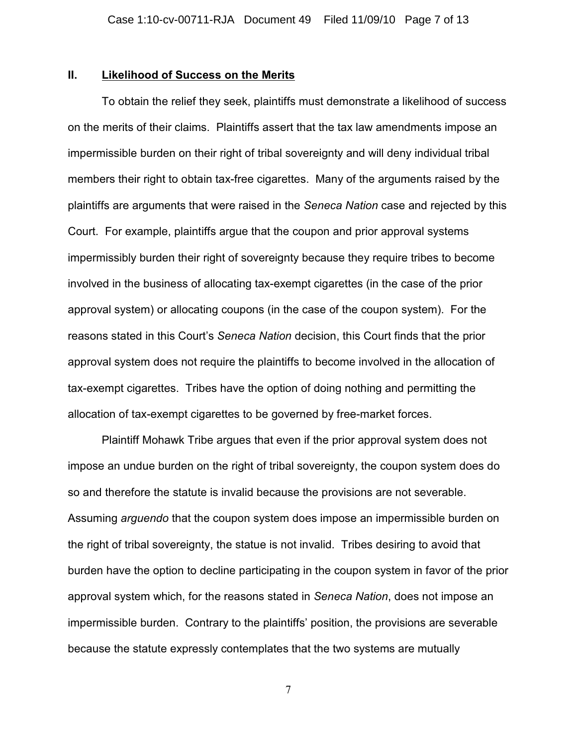## II. Likelihood of Success on the Merits

To obtain the relief they seek, plaintiffs must demonstrate a likelihood of success on the merits of their claims. Plaintiffs assert that the tax law amendments impose an impermissible burden on their right of tribal sovereignty and will deny individual tribal members their right to obtain tax-free cigarettes. Many of the arguments raised by the plaintiffs are arguments that were raised in the *Seneca Nation* case and rejected by this Court. For example, plaintiffs argue that the coupon and prior approval systems impermissibly burden their right of sovereignty because they require tribes to become involved in the business of allocating tax-exempt cigarettes (in the case of the prior approval system) or allocating coupons (in the case of the coupon system). For the reasons stated in this Court's *Seneca Nation* decision, this Court finds that the prior approval system does not require the plaintiffs to become involved in the allocation of tax-exempt cigarettes. Tribes have the option of doing nothing and permitting the allocation of tax-exempt cigarettes to be governed by free-market forces.

Plaintiff Mohawk Tribe argues that even if the prior approval system does not impose an undue burden on the right of tribal sovereignty, the coupon system does do so and therefore the statute is invalid because the provisions are not severable. Assuming *arguendo* that the coupon system does impose an impermissible burden on the right of tribal sovereignty, the statue is not invalid. Tribes desiring to avoid that burden have the option to decline participating in the coupon system in favor of the prior approval system which, for the reasons stated in *Seneca Nation*, does not impose an impermissible burden. Contrary to the plaintiffs' position, the provisions are severable because the statute expressly contemplates that the two systems are mutually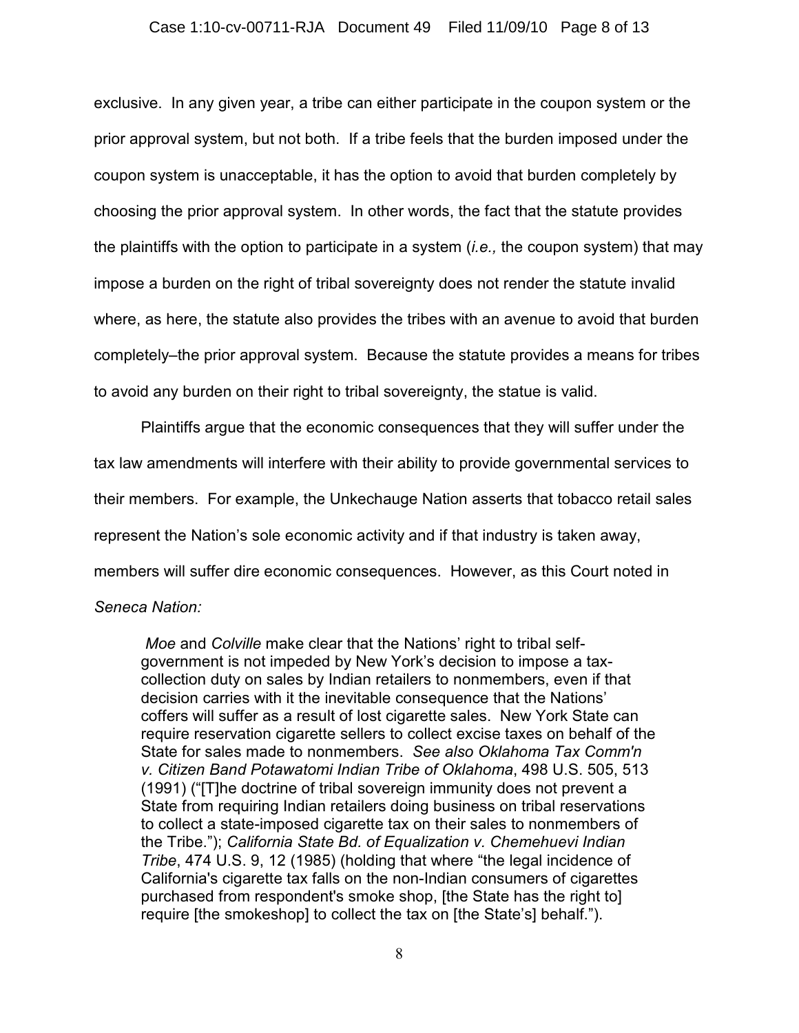exclusive. In any given year, a tribe can either participate in the coupon system or the prior approval system, but not both. If a tribe feels that the burden imposed under the coupon system is unacceptable, it has the option to avoid that burden completely by choosing the prior approval system. In other words, the fact that the statute provides the plaintiffs with the option to participate in a system (*i.e.,* the coupon system) that may impose a burden on the right of tribal sovereignty does not render the statute invalid where, as here, the statute also provides the tribes with an avenue to avoid that burden completely–the prior approval system. Because the statute provides a means for tribes to avoid any burden on their right to tribal sovereignty, the statue is valid.

Plaintiffs argue that the economic consequences that they will suffer under the tax law amendments will interfere with their ability to provide governmental services to their members. For example, the Unkechauge Nation asserts that tobacco retail sales represent the Nation's sole economic activity and if that industry is taken away, members will suffer dire economic consequences. However, as this Court noted in *Seneca Nation:*

> *Moe* and *Colville* make clear that the Nations' right to tribal self-government is not impeded by New York's decision to impose a tax-collection duty on sales by Indian retailers to nonmembers, even if that decision carries with it the inevitable consequence that the Nations' coffers will suffer as a result of lost cigarette sales. New York State can require reservation cigarette sellers to collect excise taxes on behalf of the State for sales made to nonmembers. *See also Oklahoma Tax Comm'n v. Citizen Band Potawatomi Indian Tribe of Oklahoma*, 498 U.S. 505, 513 (1991) ("[T]he doctrine of tribal sovereign immunity does not prevent a State from requiring Indian retailers doing business on tribal reservations to collect a state-imposed cigarette tax on their sales to nonmembers of the Tribe."); *California State Bd. of Equalization v. Chemehuevi Indian Tribe*, 474 U.S. 9, 12 (1985) (holding that where "the legal incidence of California's cigarette tax falls on the non-Indian consumers of cigarettes purchased from respondent's smoke shop, [the State has the right to] require [the smokeshop] to collect the tax on [the State's] behalf.").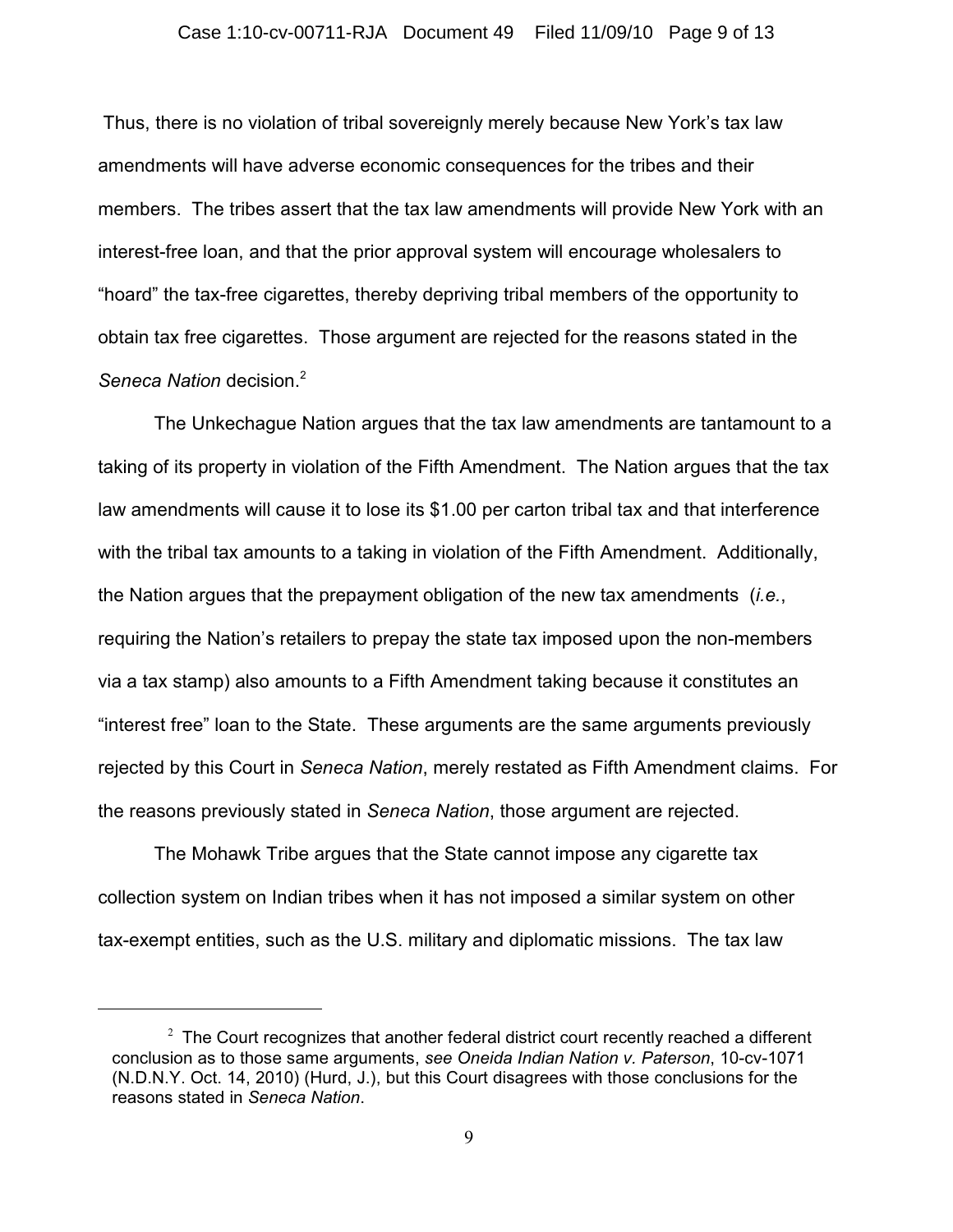Thus, there is no violation of tribal sovereignly merely because New York's tax law amendments will have adverse economic consequences for the tribes and their members. The tribes assert that the tax law amendments will provide New York with an interest-free loan, and that the prior approval system will encourage wholesalers to "hoard" the tax-free cigarettes, thereby depriving tribal members of the opportunity to obtain tax free cigarettes. Those argument are rejected for the reasons stated in the *Seneca Nation* decision.[2]

The Unkechague Nation argues that the tax law amendments are tantamount to a taking of its property in violation of the Fifth Amendment. The Nation argues that the tax law amendments will cause it to lose its $1.00 per carton tribal tax and that interference with the tribal tax amounts to a taking in violation of the Fifth Amendment. Additionally, the Nation argues that the prepayment obligation of the new tax amendments (*i.e.*, requiring the Nation's retailers to prepay the state tax imposed upon the non-members via a tax stamp) also amounts to a Fifth Amendment taking because it constitutes an "interest free" loan to the State. These arguments are the same arguments previously rejected by this Court in *Seneca Nation*, merely restated as Fifth Amendment claims. For the reasons previously stated in *Seneca Nation*, those argument are rejected.

The Mohawk Tribe argues that the State cannot impose any cigarette tax collection system on Indian tribes when it has not imposed a similar system on other tax-exempt entities, such as the U.S. military and diplomatic missions. The tax law

---

[2] The Court recognizes that another federal district court recently reached a different conclusion as to those same arguments, *see Oneida Indian Nation v. Paterson*, 10-cv-1071 (N.D.N.Y. Oct. 14, 2010) (Hurd, J.), but this Court disagrees with those conclusions for the reasons stated in *Seneca Nation*.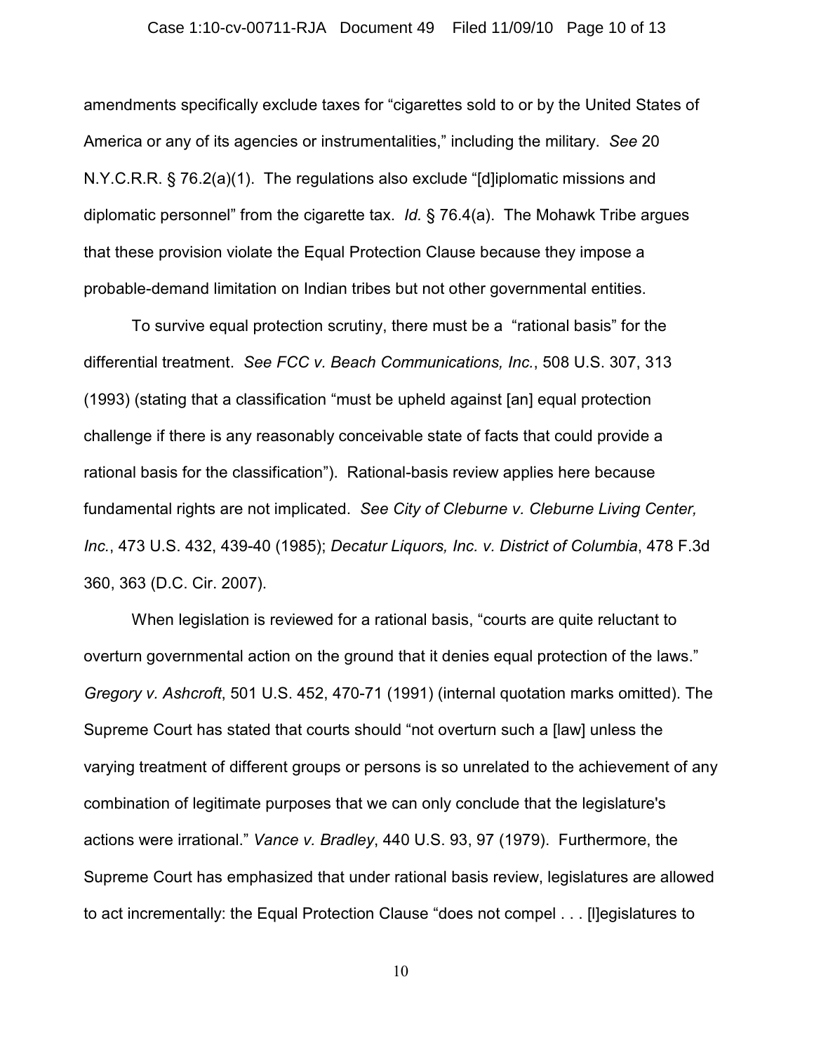amendments specifically exclude taxes for "cigarettes sold to or by the United States of America or any of its agencies or instrumentalities," including the military. *See* 20 N.Y.C.R.R. § 76.2(a)(1). The regulations also exclude "[d]iplomatic missions and diplomatic personnel" from the cigarette tax. *Id.* § 76.4(a). The Mohawk Tribe argues that these provision violate the Equal Protection Clause because they impose a probable-demand limitation on Indian tribes but not other governmental entities.

To survive equal protection scrutiny, there must be a "rational basis" for the differential treatment. *See FCC v. Beach Communications, Inc.*, 508 U.S. 307, 313 (1993) (stating that a classification "must be upheld against [an] equal protection challenge if there is any reasonably conceivable state of facts that could provide a rational basis for the classification"). Rational-basis review applies here because fundamental rights are not implicated. *See City of Cleburne v. Cleburne Living Center, Inc.*, 473 U.S. 432, 439-40 (1985); *Decatur Liquors, Inc. v. District of Columbia*, 478 F.3d 360, 363 (D.C. Cir. 2007).

When legislation is reviewed for a rational basis, "courts are quite reluctant to overturn governmental action on the ground that it denies equal protection of the laws." *Gregory v. Ashcroft*, 501 U.S. 452, 470-71 (1991) (internal quotation marks omitted). The Supreme Court has stated that courts should "not overturn such a [law] unless the varying treatment of different groups or persons is so unrelated to the achievement of any combination of legitimate purposes that we can only conclude that the legislature's actions were irrational." *Vance v. Bradley*, 440 U.S. 93, 97 (1979). Furthermore, the Supreme Court has emphasized that under rational basis review, legislatures are allowed to act incrementally: the Equal Protection Clause "does not compel . . . [l]egislatures to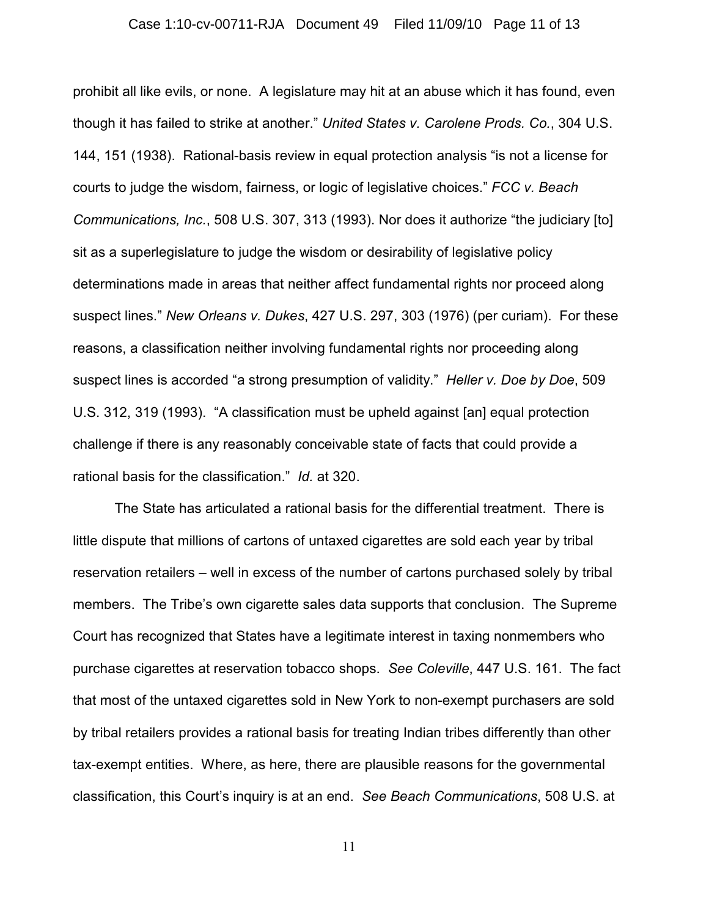prohibit all like evils, or none. A legislature may hit at an abuse which it has found, even though it has failed to strike at another." *United States v. Carolene Prods. Co.*, 304 U.S. 144, 151 (1938). Rational-basis review in equal protection analysis "is not a license for courts to judge the wisdom, fairness, or logic of legislative choices." *FCC v. Beach Communications, Inc.*, 508 U.S. 307, 313 (1993). Nor does it authorize "the judiciary [to] sit as a superlegislature to judge the wisdom or desirability of legislative policy determinations made in areas that neither affect fundamental rights nor proceed along suspect lines." *New Orleans v. Dukes*, 427 U.S. 297, 303 (1976) (per curiam). For these reasons, a classification neither involving fundamental rights nor proceeding along suspect lines is accorded "a strong presumption of validity." *Heller v. Doe by Doe*, 509 U.S. 312, 319 (1993). "A classification must be upheld against [an] equal protection challenge if there is any reasonably conceivable state of facts that could provide a rational basis for the classification." *Id.* at 320.

The State has articulated a rational basis for the differential treatment. There is little dispute that millions of cartons of untaxed cigarettes are sold each year by tribal reservation retailers – well in excess of the number of cartons purchased solely by tribal members. The Tribe's own cigarette sales data supports that conclusion. The Supreme Court has recognized that States have a legitimate interest in taxing nonmembers who purchase cigarettes at reservation tobacco shops. *See Coleville*, 447 U.S. 161. The fact that most of the untaxed cigarettes sold in New York to non-exempt purchasers are sold by tribal retailers provides a rational basis for treating Indian tribes differently than other tax-exempt entities. Where, as here, there are plausible reasons for the governmental classification, this Court's inquiry is at an end. *See Beach Communications*, 508 U.S. at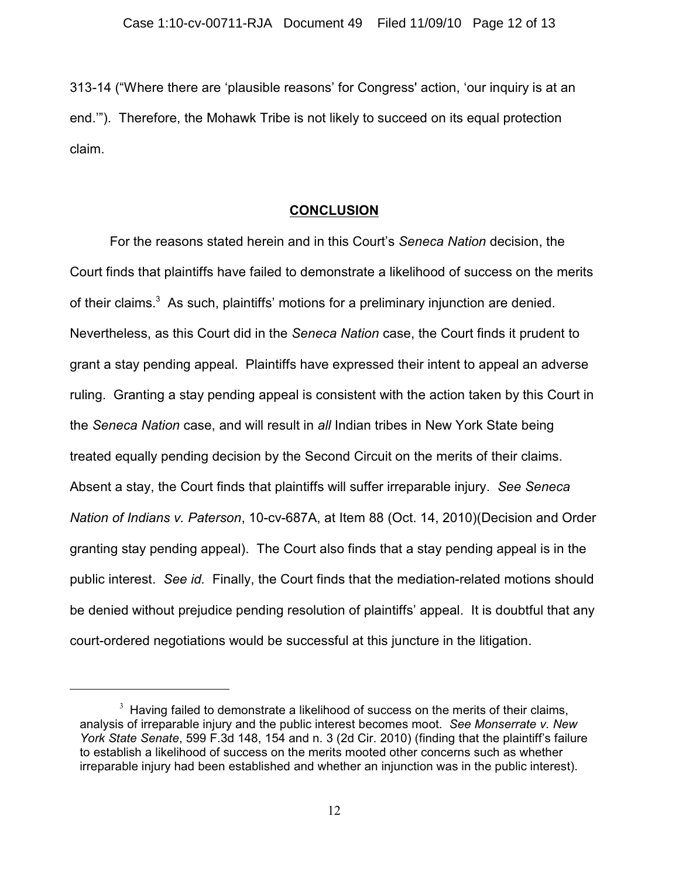313-14 ("Where there are 'plausible reasons' for Congress' action, 'our inquiry is at an end.'"). Therefore, the Mohawk Tribe is not likely to succeed on its equal protection claim.

## **CONCLUSION**

For the reasons stated herein and in this Court's *Seneca Nation* decision, the Court finds that plaintiffs have failed to demonstrate a likelihood of success on the merits of their claims.[3] As such, plaintiffs' motions for a preliminary injunction are denied. Nevertheless, as this Court did in the *Seneca Nation* case, the Court finds it prudent to grant a stay pending appeal. Plaintiffs have expressed their intent to appeal an adverse ruling. Granting a stay pending appeal is consistent with the action taken by this Court in the *Seneca Nation* case, and will result in *all* Indian tribes in New York State being treated equally pending decision by the Second Circuit on the merits of their claims. Absent a stay, the Court finds that plaintiffs will suffer irreparable injury. *See Seneca Nation of Indians v. Paterson*, 10-cv-687A, at Item 88 (Oct. 14, 2010)(Decision and Order granting stay pending appeal). The Court also finds that a stay pending appeal is in the public interest. *See id.* Finally, the Court finds that the mediation-related motions should be denied without prejudice pending resolution of plaintiffs' appeal. It is doubtful that any court-ordered negotiations would be successful at this juncture in the litigation.

---

[3] Having failed to demonstrate a likelihood of success on the merits of their claims, analysis of irreparable injury and the public interest becomes moot. *See Monserrate v. New York State Senate*, 599 F.3d 148, 154 and n. 3 (2d Cir. 2010) (finding that the plaintiff's failure to establish a likelihood of success on the merits mooted other concerns such as whether irreparable injury had been established and whether an injunction was in the public interest).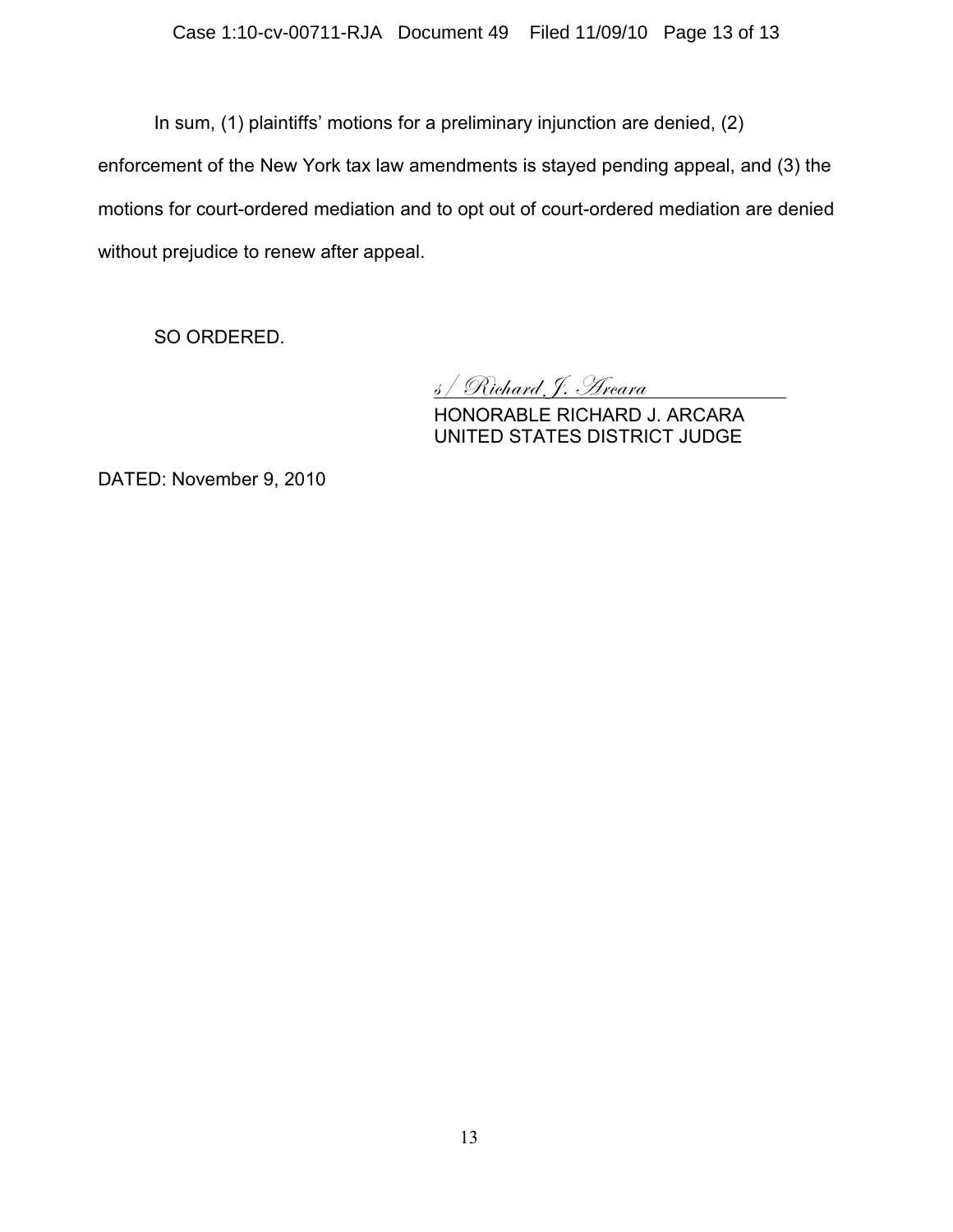In sum, (1) plaintiffs' motions for a preliminary injunction are denied, (2) enforcement of the New York tax law amendments is stayed pending appeal, and (3) the motions for court-ordered mediation and to opt out of court-ordered mediation are denied without prejudice to renew after appeal.

SO ORDERED.

*s/ Richard J. Arcara*

HONORABLE RICHARD J. ARCARA
UNITED STATES DISTRICT JUDGE

DATED: November 9, 2010